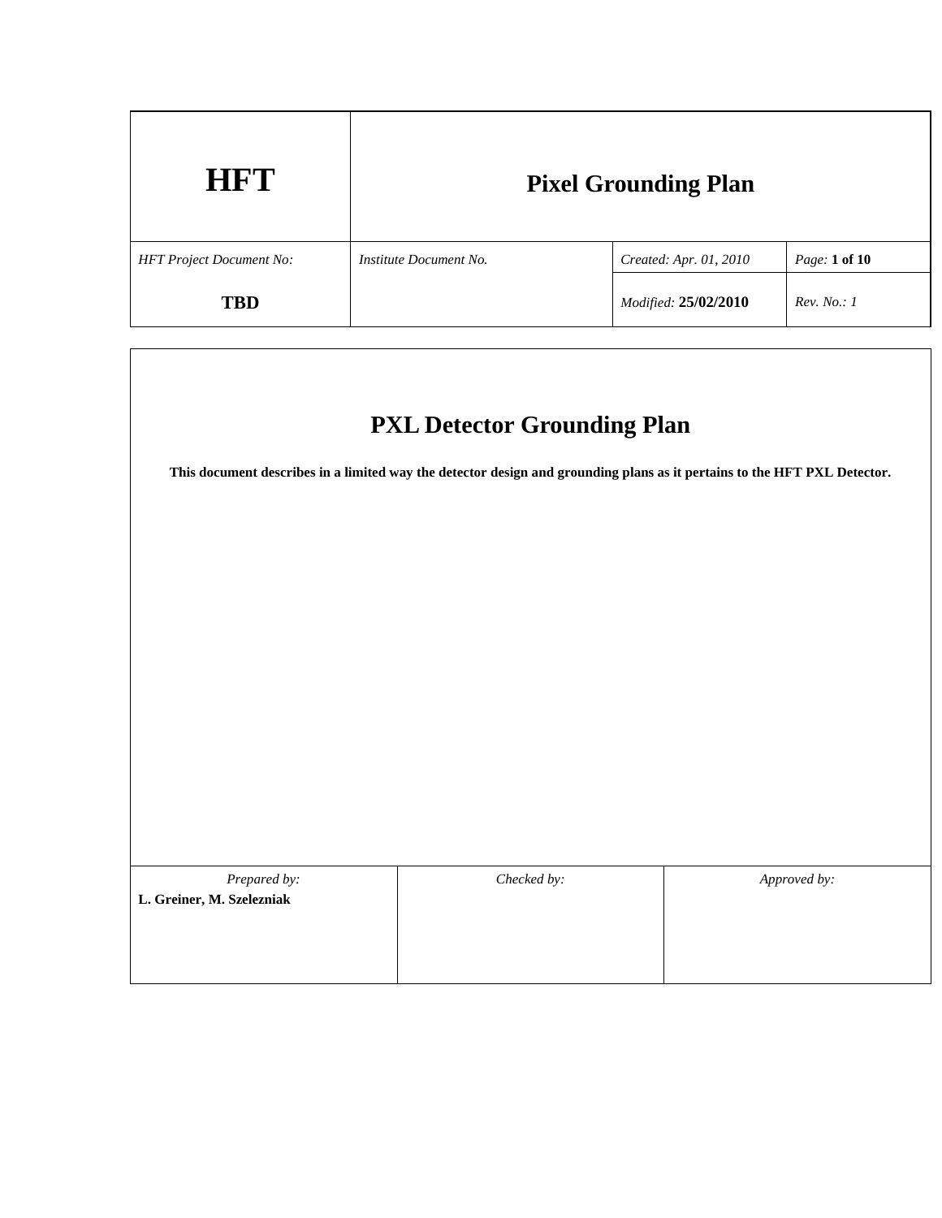| **HFT** | **Pixel Grounding Plan** | | |
|---|---|---|---|
| *HFT Project Document No:* **TBD** | *Institute Document No.* | *Created: Apr. 01, 2010* | *Page:* **1 of 10** |
| | | *Modified:* **25/02/2010** | *Rev. No.: 1* |

# PXL Detector Grounding Plan

**This document describes in a limited way the detector design and grounding plans as it pertains to the HFT PXL Detector.**

| *Prepared by:* | *Checked by:* | *Approved by:* |
|---|---|---|
| **L. Greiner, M. Szelezniak** | | |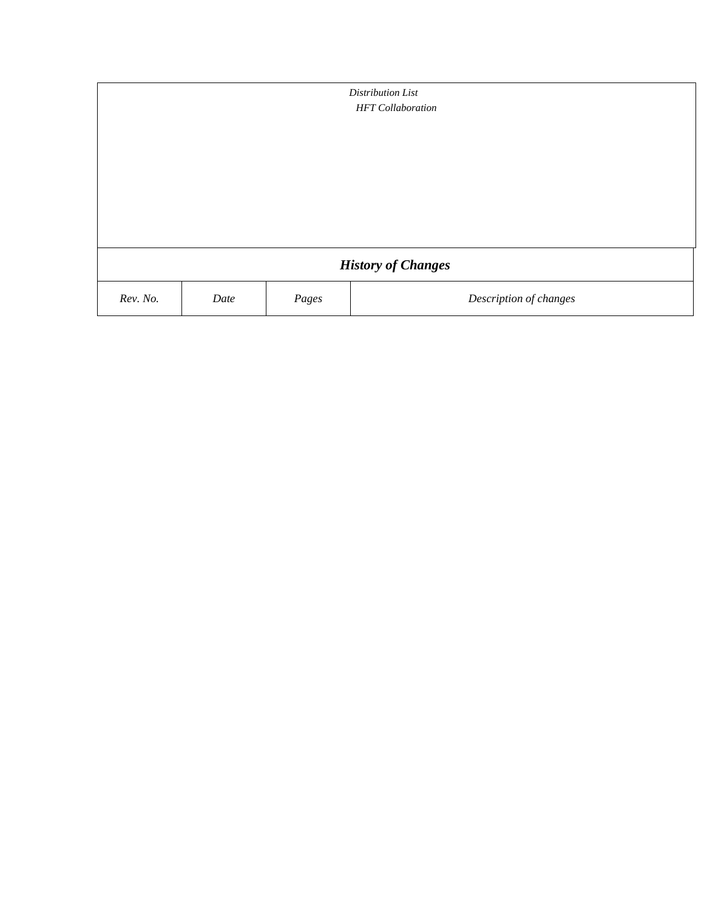*Distribution List*

*HFT Collaboration*

| ***History of Changes*** | | | |
|---|---|---|---|
| *Rev. No.* | *Date* | *Pages* | *Description of changes* |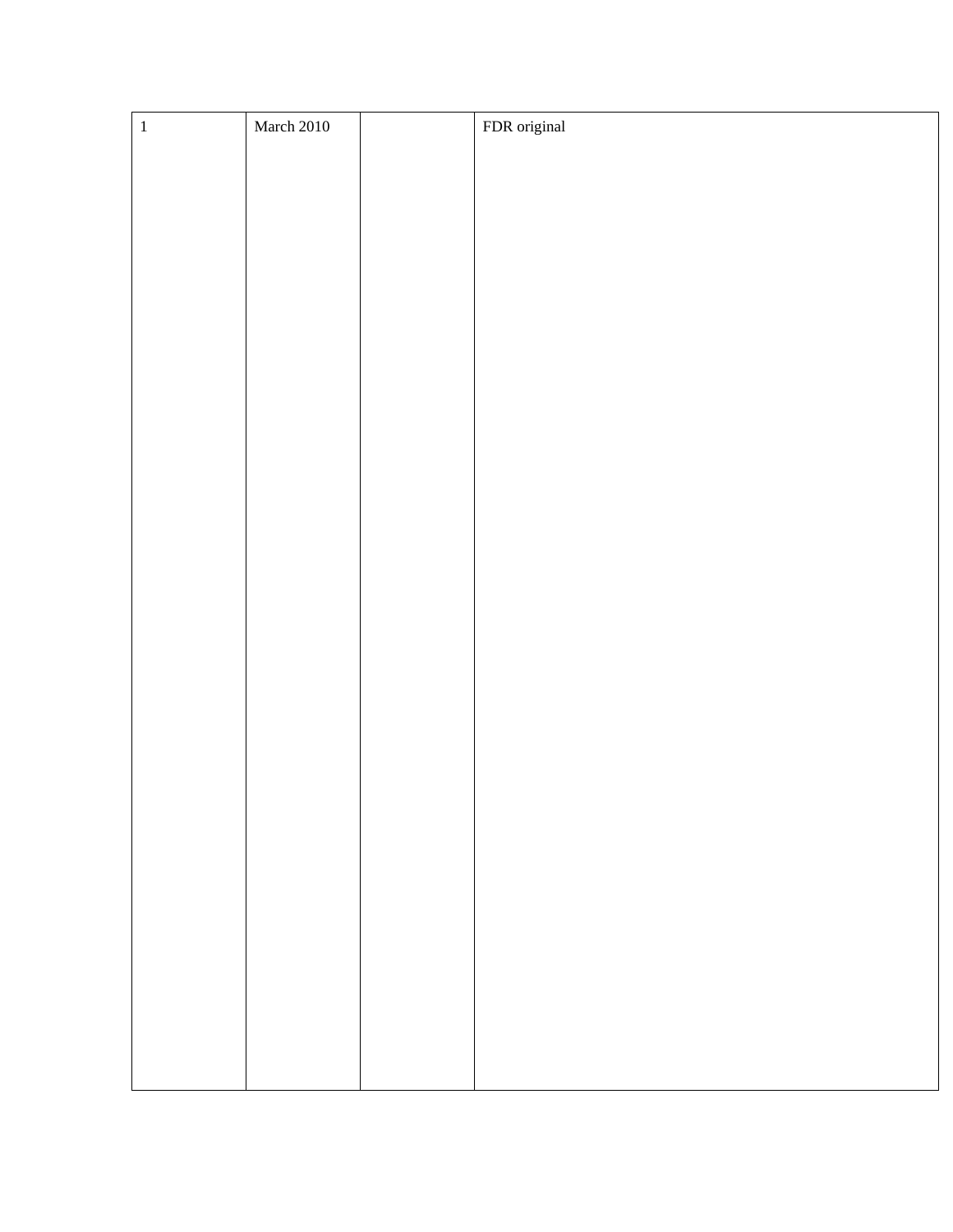| 1 | March 2010 | | FDR original |
|---|---|---|---|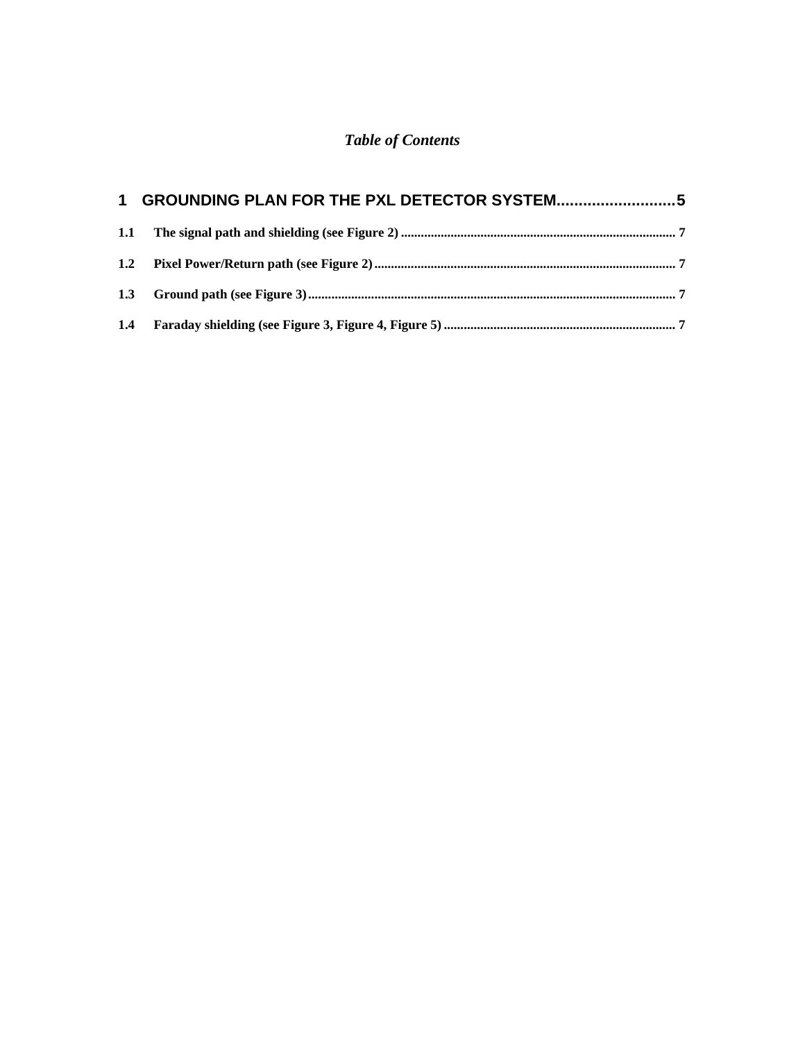*Table of Contents*

**1 GROUNDING PLAN FOR THE PXL DETECTOR SYSTEM........................... 5**

**1.1 The signal path and shielding (see Figure 2) ........................................................................... 7**

**1.2 Pixel Power/Return path (see Figure 2) .................................................................................. 7**

**1.3 Ground path (see Figure 3) ....................................................................................................... 7**

**1.4 Faraday shielding (see Figure 3, Figure 4, Figure 5) ................................................................ 7**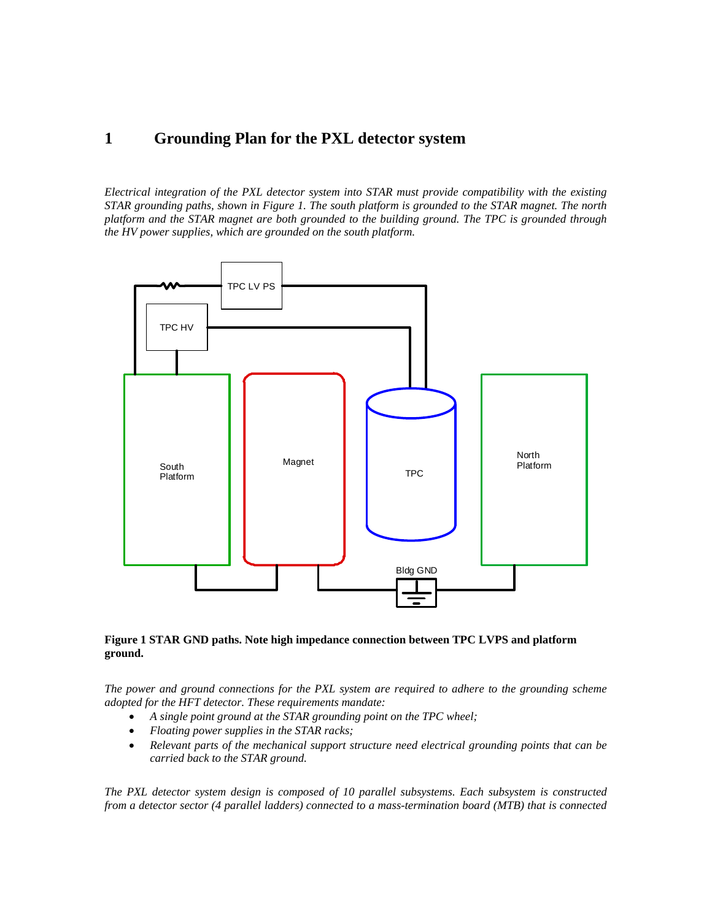# 1 Grounding Plan for the PXL detector system

*Electrical integration of the PXL detector system into STAR must provide compatibility with the existing STAR grounding paths, shown in Figure 1. The south platform is grounded to the STAR magnet. The north platform and the STAR magnet are both grounded to the building ground. The TPC is grounded through the HV power supplies, which are grounded on the south platform.*

**Figure 1 STAR GND paths. Note high impedance connection between TPC LVPS and platform ground.**

*The power and ground connections for the PXL system are required to adhere to the grounding scheme adopted for the HFT detector. These requirements mandate:*

- *A single point ground at the STAR grounding point on the TPC wheel;*
- *Floating power supplies in the STAR racks;*
- *Relevant parts of the mechanical support structure need electrical grounding points that can be carried back to the STAR ground.*

*The PXL detector system design is composed of 10 parallel subsystems. Each subsystem is constructed from a detector sector (4 parallel ladders) connected to a mass-termination board (MTB) that is connected*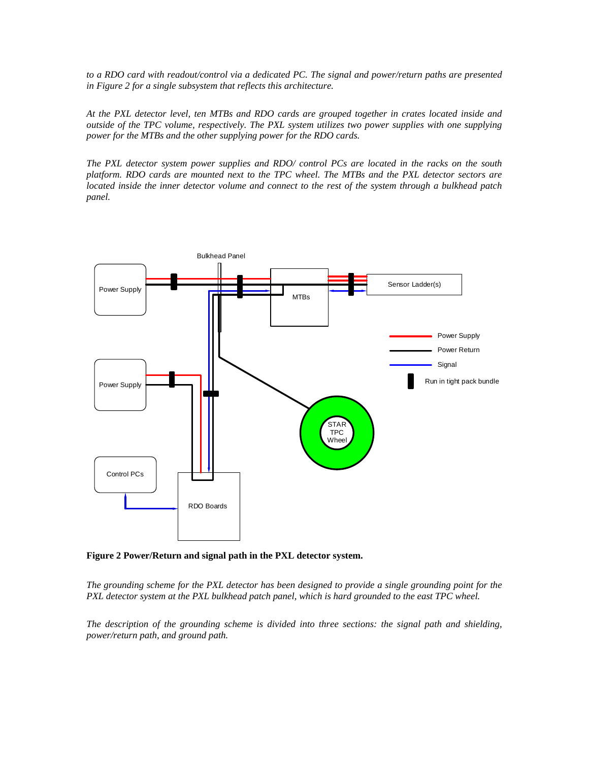*to a RDO card with readout/control via a dedicated PC. The signal and power/return paths are presented in Figure 2 for a single subsystem that reflects this architecture.*

*At the PXL detector level, ten MTBs and RDO cards are grouped together in crates located inside and outside of the TPC volume, respectively. The PXL system utilizes two power supplies with one supplying power for the MTBs and the other supplying power for the RDO cards.*

*The PXL detector system power supplies and RDO/ control PCs are located in the racks on the south platform. RDO cards are mounted next to the TPC wheel. The MTBs and the PXL detector sectors are located inside the inner detector volume and connect to the rest of the system through a bulkhead patch panel.*

**Figure 2 Power/Return and signal path in the PXL detector system.**

*The grounding scheme for the PXL detector has been designed to provide a single grounding point for the PXL detector system at the PXL bulkhead patch panel, which is hard grounded to the east TPC wheel.*

*The description of the grounding scheme is divided into three sections: the signal path and shielding, power/return path, and ground path.*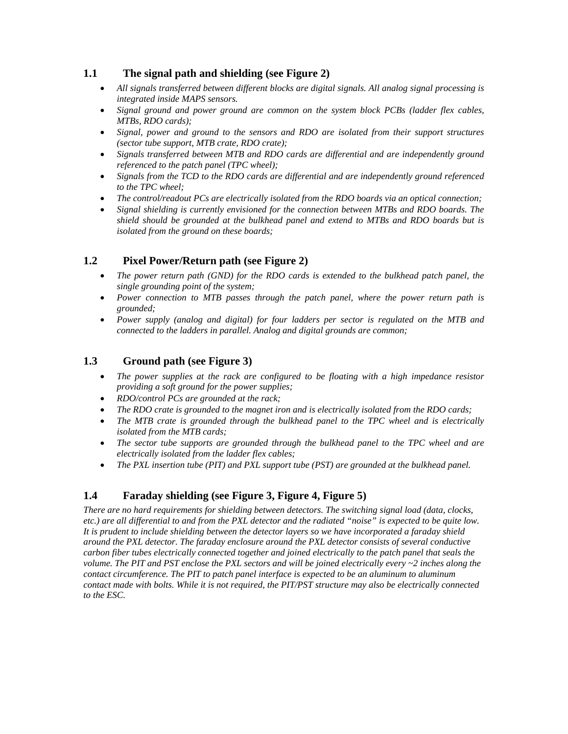### 1.1 The signal path and shielding (see Figure 2)

- *All signals transferred between different blocks are digital signals. All analog signal processing is integrated inside MAPS sensors.*
- *Signal ground and power ground are common on the system block PCBs (ladder flex cables, MTBs, RDO cards);*
- *Signal, power and ground to the sensors and RDO are isolated from their support structures (sector tube support, MTB crate, RDO crate);*
- *Signals transferred between MTB and RDO cards are differential and are independently ground referenced to the patch panel (TPC wheel);*
- *Signals from the TCD to the RDO cards are differential and are independently ground referenced to the TPC wheel;*
- *The control/readout PCs are electrically isolated from the RDO boards via an optical connection;*
- *Signal shielding is currently envisioned for the connection between MTBs and RDO boards. The shield should be grounded at the bulkhead panel and extend to MTBs and RDO boards but is isolated from the ground on these boards;*

### 1.2 Pixel Power/Return path (see Figure 2)

- *The power return path (GND) for the RDO cards is extended to the bulkhead patch panel, the single grounding point of the system;*
- *Power connection to MTB passes through the patch panel, where the power return path is grounded;*
- *Power supply (analog and digital) for four ladders per sector is regulated on the MTB and connected to the ladders in parallel. Analog and digital grounds are common;*

### 1.3 Ground path (see Figure 3)

- *The power supplies at the rack are configured to be floating with a high impedance resistor providing a soft ground for the power supplies;*
- *RDO/control PCs are grounded at the rack;*
- *The RDO crate is grounded to the magnet iron and is electrically isolated from the RDO cards;*
- *The MTB crate is grounded through the bulkhead panel to the TPC wheel and is electrically isolated from the MTB cards;*
- *The sector tube supports are grounded through the bulkhead panel to the TPC wheel and are electrically isolated from the ladder flex cables;*
- *The PXL insertion tube (PIT) and PXL support tube (PST) are grounded at the bulkhead panel.*

### 1.4 Faraday shielding (see Figure 3, Figure 4, Figure 5)

*There are no hard requirements for shielding between detectors. The switching signal load (data, clocks, etc.) are all differential to and from the PXL detector and the radiated "noise" is expected to be quite low. It is prudent to include shielding between the detector layers so we have incorporated a faraday shield around the PXL detector. The faraday enclosure around the PXL detector consists of several conductive carbon fiber tubes electrically connected together and joined electrically to the patch panel that seals the volume. The PIT and PST enclose the PXL sectors and will be joined electrically every ~2 inches along the contact circumference. The PIT to patch panel interface is expected to be an aluminum to aluminum contact made with bolts. While it is not required, the PIT/PST structure may also be electrically connected to the ESC.*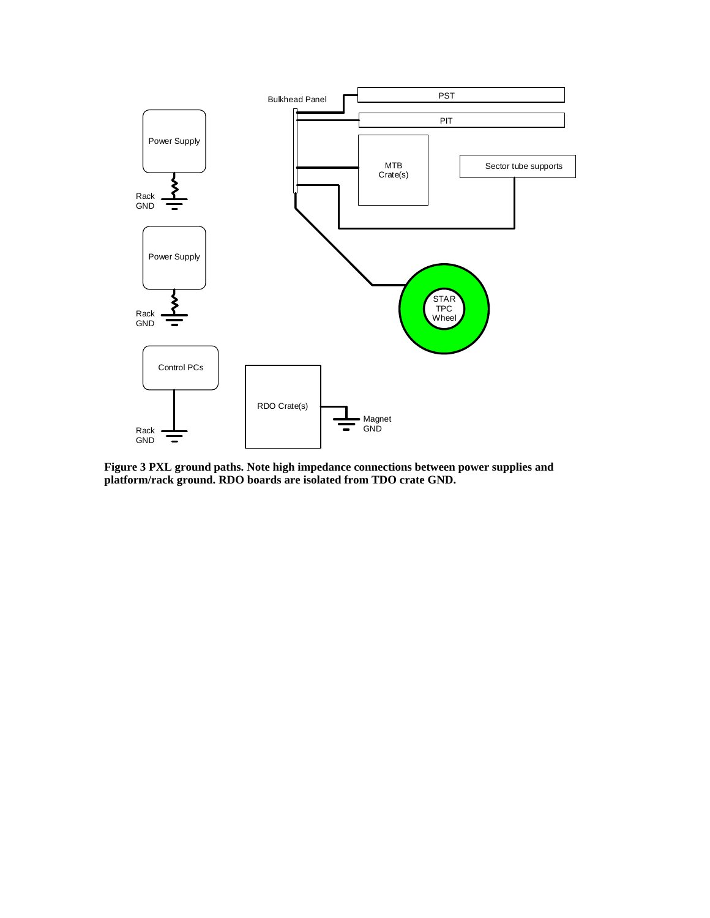**Figure 3 PXL ground paths. Note high impedance connections between power supplies and platform/rack ground. RDO boards are isolated from TDO crate GND.**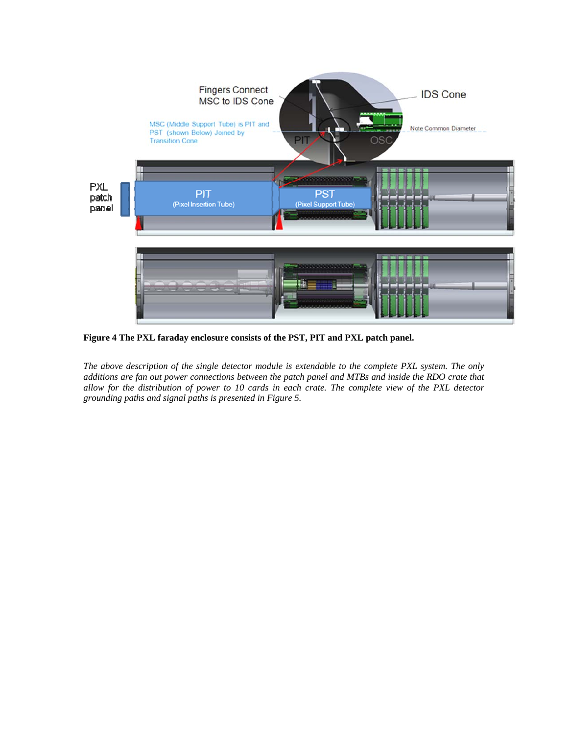**Figure 4 The PXL faraday enclosure consists of the PST, PIT and PXL patch panel.**

*The above description of the single detector module is extendable to the complete PXL system. The only additions are fan out power connections between the patch panel and MTBs and inside the RDO crate that allow for the distribution of power to 10 cards in each crate. The complete view of the PXL detector grounding paths and signal paths is presented in Figure 5.*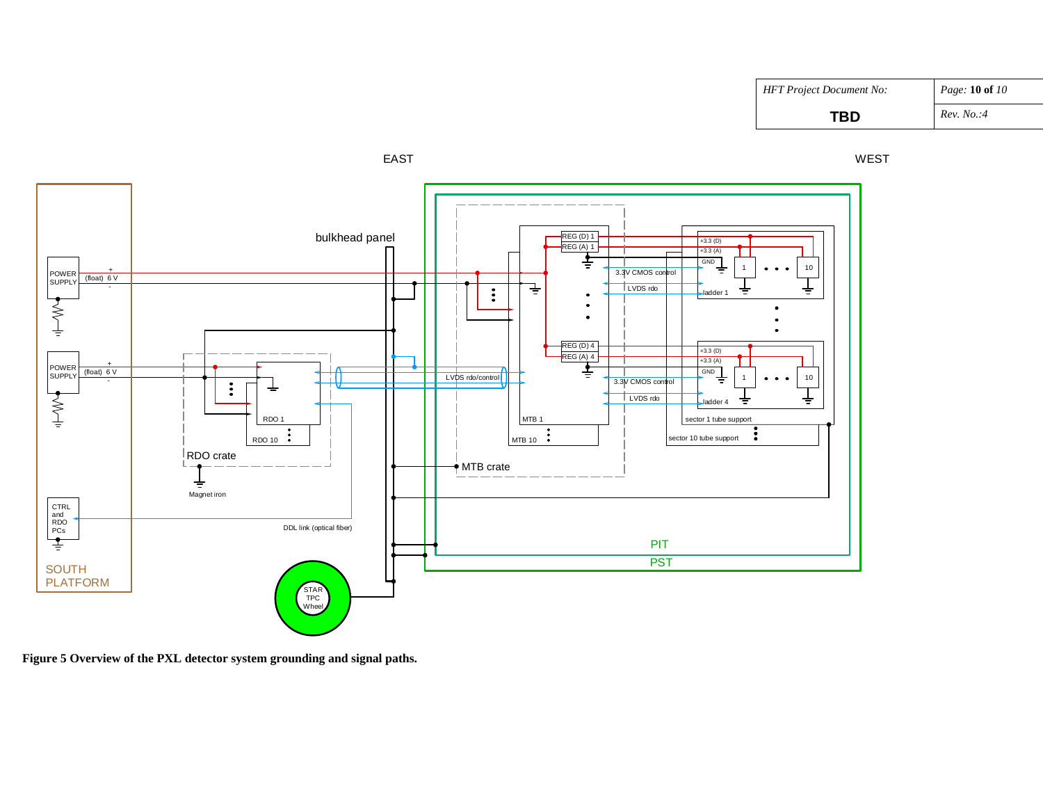EAST

WEST

bulkhead panel

POWER SUPPLY

(float) 6 V

POWER SUPPLY

(float) 6 V

CTRL and RDO PCs

SOUTH PLATFORM

RDO 1

RDO 10

RDO crate

Magnet iron

DDL link (optical fiber)

LVDS rdo/control

MTB 1

MTB 10

MTB crate

REG (D) 1

REG (A) 1

REG (D) 4

REG (A) 4

3.3V CMOS control

LVDS rdo

+3.3 (D)

+3.3 (A)

GND

1

10

ladder 1

ladder 4

sector 1 tube support

sector 10 tube support

PIT

PST

STAR TPC Wheel

**Figure 5 Overview of the PXL detector system grounding and signal paths.**